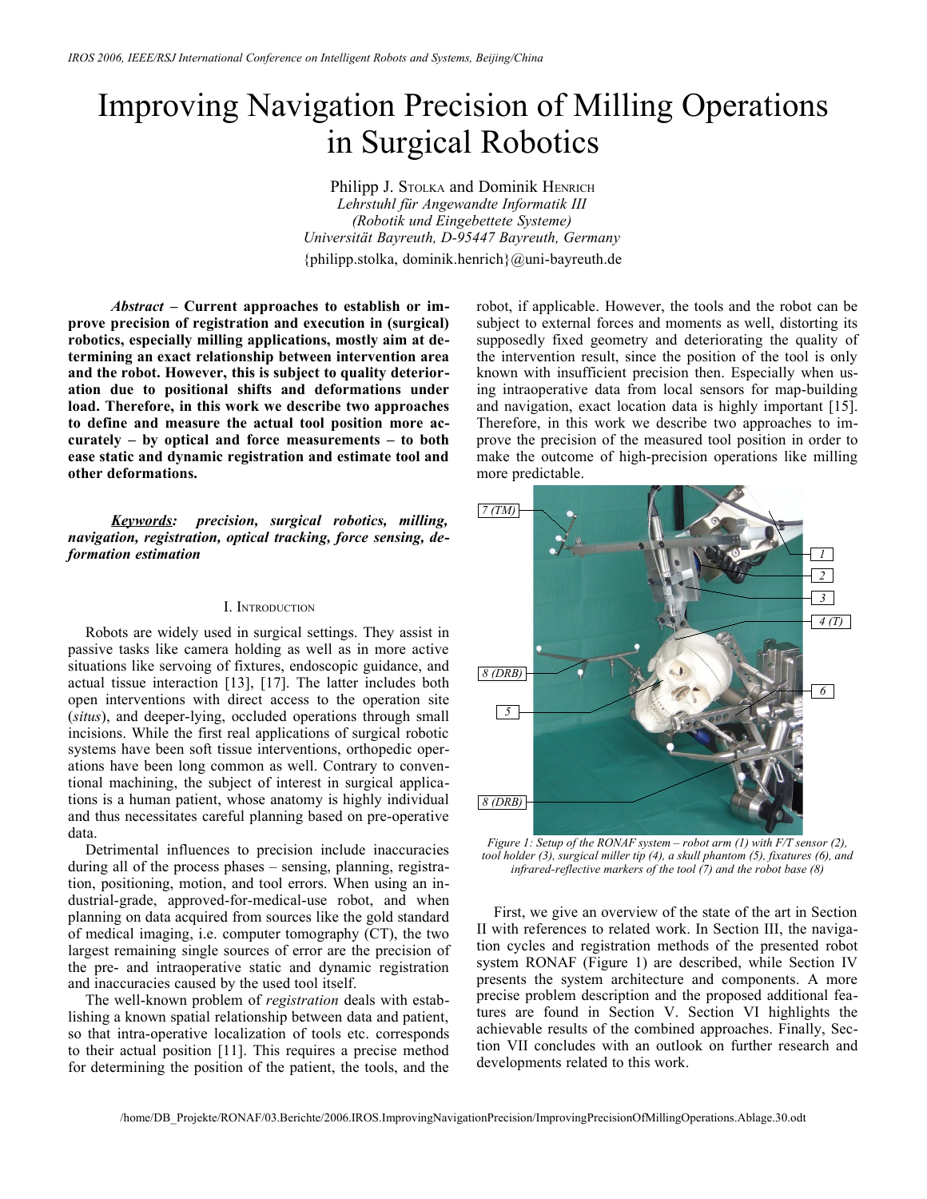# Improving Navigation Precision of Milling Operations in Surgical Robotics

Philipp J. Stolka and Dominik Henrich
*Lehrstuhl für Angewandte Informatik III*
*(Robotik und Eingebettete Systeme)*
*Universität Bayreuth, D-95447 Bayreuth, Germany*
{philipp.stolka, dominik.henrich}@uni-bayreuth.de

***Abstract*** **– Current approaches to establish or improve precision of registration and execution in (surgical) robotics, especially milling applications, mostly aim at determining an exact relationship between intervention area and the robot. However, this is subject to quality deterioration due to positional shifts and deformations under load. Therefore, in this work we describe two approaches to define and measure the actual tool position more accurately – by optical and force measurements – to both ease static and dynamic registration and estimate tool and other deformations.**

***Keywords:*** ***precision, surgical robotics, milling, navigation, registration, optical tracking, force sensing, deformation estimation***

## I. Introduction

Robots are widely used in surgical settings. They assist in passive tasks like camera holding as well as in more active situations like servoing of fixtures, endoscopic guidance, and actual tissue interaction [13], [17]. The latter includes both open interventions with direct access to the operation site (*situs*), and deeper-lying, occluded operations through small incisions. While the first real applications of surgical robotic systems have been soft tissue interventions, orthopedic operations have been long common as well. Contrary to conventional machining, the subject of interest in surgical applications is a human patient, whose anatomy is highly individual and thus necessitates careful planning based on pre-operative data.

Detrimental influences to precision include inaccuracies during all of the process phases – sensing, planning, registration, positioning, motion, and tool errors. When using an industrial-grade, approved-for-medical-use robot, and when planning on data acquired from sources like the gold standard of medical imaging, i.e. computer tomography (CT), the two largest remaining single sources of error are the precision of the pre- and intraoperative static and dynamic registration and inaccuracies caused by the used tool itself.

The well-known problem of *registration* deals with establishing a known spatial relationship between data and patient, so that intra-operative localization of tools etc. corresponds to their actual position [11]. This requires a precise method for determining the position of the patient, the tools, and the robot, if applicable. However, the tools and the robot can be subject to external forces and moments as well, distorting its supposedly fixed geometry and deteriorating the quality of the intervention result, since the position of the tool is only known with insufficient precision then. Especially when using intraoperative data from local sensors for map-building and navigation, exact location data is highly important [15]. Therefore, in this work we describe two approaches to improve the precision of the measured tool position in order to make the outcome of high-precision operations like milling more predictable.

7 (TM)
1
2
3
4 (T)
8 (DRB)
5
6
8 (DRB)

*Figure 1: Setup of the RONAF system – robot arm (1) with F/T sensor (2), tool holder (3), surgical miller tip (4), a skull phantom (5), fixatures (6), and infrared-reflective markers of the tool (7) and the robot base (8)*

First, we give an overview of the state of the art in Section II with references to related work. In Section III, the navigation cycles and registration methods of the presented robot system RONAF (Figure 1) are described, while Section IV presents the system architecture and components. A more precise problem description and the proposed additional features are found in Section V. Section VI highlights the achievable results of the combined approaches. Finally, Section VII concludes with an outlook on further research and developments related to this work.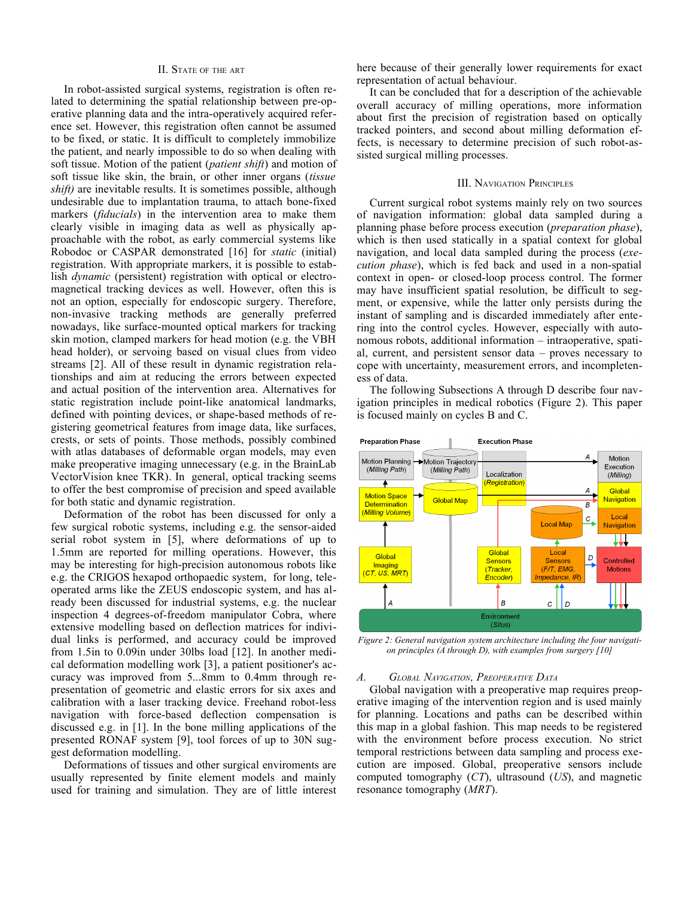## II. State of the Art

In robot-assisted surgical systems, registration is often related to determining the spatial relationship between pre-operative planning data and the intra-operatively acquired reference set. However, this registration often cannot be assumed to be fixed, or static. It is difficult to completely immobilize the patient, and nearly impossible to do so when dealing with soft tissue. Motion of the patient (*patient shift*) and motion of soft tissue like skin, the brain, or other inner organs (*tissue shift)* are inevitable results. It is sometimes possible, although undesirable due to implantation trauma, to attach bone-fixed markers (*fiducials*) in the intervention area to make them clearly visible in imaging data as well as physically approachable with the robot, as early commercial systems like Robodoc or CASPAR demonstrated [16] for *static* (initial) registration. With appropriate markers, it is possible to establish *dynamic* (persistent) registration with optical or electromagnetical tracking devices as well. However, often this is not an option, especially for endoscopic surgery. Therefore, non-invasive tracking methods are generally preferred nowadays, like surface-mounted optical markers for tracking skin motion, clamped markers for head motion (e.g. the VBH head holder), or servoing based on visual clues from video streams [2]. All of these result in dynamic registration relationships and aim at reducing the errors between expected and actual position of the intervention area. Alternatives for static registration include point-like anatomical landmarks, defined with pointing devices, or shape-based methods of registering geometrical features from image data, like surfaces, crests, or sets of points. Those methods, possibly combined with atlas databases of deformable organ models, may even make preoperative imaging unnecessary (e.g. in the BrainLab VectorVision knee TKR). In general, optical tracking seems to offer the best compromise of precision and speed available for both static and dynamic registration.

Deformation of the robot has been discussed for only a few surgical robotic systems, including e.g. the sensor-aided serial robot system in [5], where deformations of up to 1.5mm are reported for milling operations. However, this may be interesting for high-precision autonomous robots like e.g. the CRIGOS hexapod orthopaedic system, for long, teleoperated arms like the ZEUS endoscopic system, and has already been discussed for industrial systems, e.g. the nuclear inspection 4 degrees-of-freedom manipulator Cobra, where extensive modelling based on deflection matrices for individual links is performed, and accuracy could be improved from 1.5in to 0.09in under 30lbs load [12]. In another medical deformation modelling work [3], a patient positioner's accuracy was improved from 5...8mm to 0.4mm through representation of geometric and elastic errors for six axes and calibration with a laser tracking device. Freehand robot-less navigation with force-based deflection compensation is discussed e.g. in [1]. In the bone milling applications of the presented RONAF system [9], tool forces of up to 30N suggest deformation modelling.

Deformations of tissues and other surgical enviroments are usually represented by finite element models and mainly used for training and simulation. They are of little interest here because of their generally lower requirements for exact representation of actual behaviour.

It can be concluded that for a description of the achievable overall accuracy of milling operations, more information about first the precision of registration based on optically tracked pointers, and second about milling deformation effects, is necessary to determine precision of such robot-assisted surgical milling processes.

## III. Navigation Principles

Current surgical robot systems mainly rely on two sources of navigation information: global data sampled during a planning phase before process execution (*preparation phase*), which is then used statically in a spatial context for global navigation, and local data sampled during the process (*execution phase*), which is fed back and used in a non-spatial context in open- or closed-loop process control. The former may have insufficient spatial resolution, be difficult to segment, or expensive, while the latter only persists during the instant of sampling and is discarded immediately after entering into the control cycles. However, especially with autonomous robots, additional information – intraoperative, spatial, current, and persistent sensor data – proves necessary to cope with uncertainty, measurement errors, and incompleteness of data.

The following Subsections A through D describe four navigation principles in medical robotics (Figure 2). This paper is focused mainly on cycles B and C.

*Figure 2: General navigation system architecture including the four navigation principles (A through D), with examples from surgery [10]*

### A. Global Navigation, Preoperative Data

Global navigation with a preoperative map requires preoperative imaging of the intervention region and is used mainly for planning. Locations and paths can be described within this map in a global fashion. This map needs to be registered with the environment before process execution. No strict temporal restrictions between data sampling and process execution are imposed. Global, preoperative sensors include computed tomography (*CT*), ultrasound (*US*), and magnetic resonance tomography (*MRT*).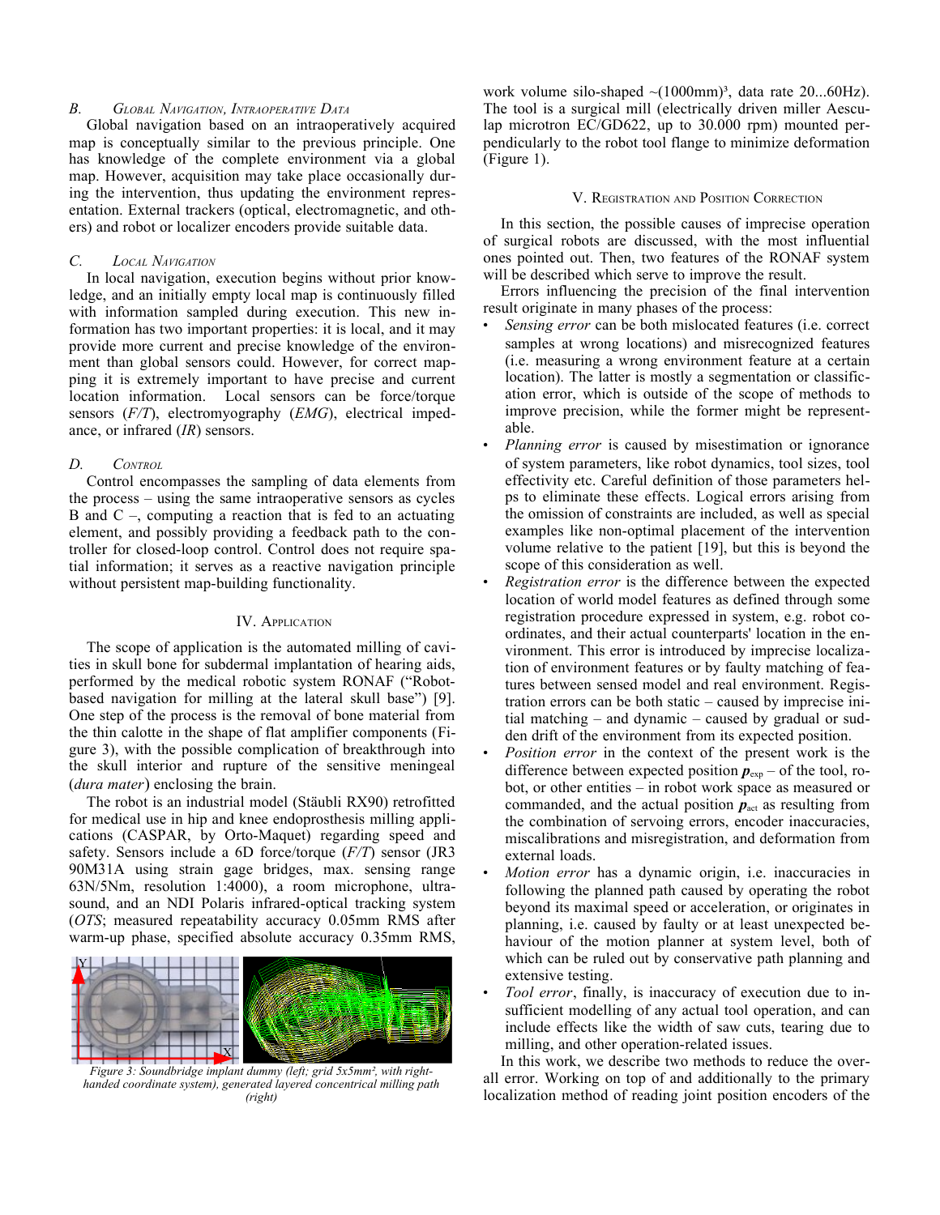### B. Global Navigation, Intraoperative Data

Global navigation based on an intraoperatively acquired map is conceptually similar to the previous principle. One has knowledge of the complete environment via a global map. However, acquisition may take place occasionally during the intervention, thus updating the environment representation. External trackers (optical, electromagnetic, and others) and robot or localizer encoders provide suitable data.

### C. Local Navigation

In local navigation, execution begins without prior knowledge, and an initially empty local map is continuously filled with information sampled during execution. This new information has two important properties: it is local, and it may provide more current and precise knowledge of the environment than global sensors could. However, for correct mapping it is extremely important to have precise and current location information. Local sensors can be force/torque sensors (*F/T*), electromyography (*EMG*), electrical impedance, or infrared (*IR*) sensors.

### D. Control

Control encompasses the sampling of data elements from the process – using the same intraoperative sensors as cycles B and C –, computing a reaction that is fed to an actuating element, and possibly providing a feedback path to the controller for closed-loop control. Control does not require spatial information; it serves as a reactive navigation principle without persistent map-building functionality.

## IV. Application

The scope of application is the automated milling of cavities in skull bone for subdermal implantation of hearing aids, performed by the medical robotic system RONAF ("Robot-based navigation for milling at the lateral skull base") [9]. One step of the process is the removal of bone material from the thin calotte in the shape of flat amplifier components (Figure 3), with the possible complication of breakthrough into the skull interior and rupture of the sensitive meningeal (*dura mater*) enclosing the brain.

The robot is an industrial model (Stäubli RX90) retrofitted for medical use in hip and knee endoprosthesis milling applications (CASPAR, by Orto-Maquet) regarding speed and safety. Sensors include a 6D force/torque (*F/T*) sensor (JR3 90M31A using strain gage bridges, max. sensing range 63N/5Nm, resolution 1:4000), a room microphone, ultrasound, and an NDI Polaris infrared-optical tracking system (*OTS*; measured repeatability accuracy 0.05mm RMS after warm-up phase, specified absolute accuracy 0.35mm RMS, work volume silo-shaped ~(1000mm)³, data rate 20...60Hz). The tool is a surgical mill (electrically driven miller Aesculap microtron EC/GD622, up to 30.000 rpm) mounted perpendicularly to the robot tool flange to minimize deformation (Figure 1).

*Figure 3: Soundbridge implant dummy (left; grid 5x5mm², with right-handed coordinate system), generated layered concentrical milling path (right)*

## V. Registration and Position Correction

In this section, the possible causes of imprecise operation of surgical robots are discussed, with the most influential ones pointed out. Then, two features of the RONAF system will be described which serve to improve the result.

Errors influencing the precision of the final intervention result originate in many phases of the process:

- *Sensing error* can be both mislocated features (i.e. correct samples at wrong locations) and misrecognized features (i.e. measuring a wrong environment feature at a certain location). The latter is mostly a segmentation or classification error, which is outside of the scope of methods to improve precision, while the former might be representable.
- *Planning error* is caused by misestimation or ignorance of system parameters, like robot dynamics, tool sizes, tool effectivity etc. Careful definition of those parameters helps to eliminate these effects. Logical errors arising from the omission of constraints are included, as well as special examples like non-optimal placement of the intervention volume relative to the patient [19], but this is beyond the scope of this consideration as well.
- *Registration error* is the difference between the expected location of world model features as defined through some registration procedure expressed in system, e.g. robot coordinates, and their actual counterparts' location in the environment. This error is introduced by imprecise localization of environment features or by faulty matching of features between sensed model and real environment. Registration errors can be both static – caused by imprecise initial matching – and dynamic – caused by gradual or sudden drift of the environment from its expected position.
- *Position error* in the context of the present work is the difference between expected position $\boldsymbol{p}_{\text{exp}}$ – of the tool, robot, or other entities – in robot work space as measured or commanded, and the actual position $\boldsymbol{p}_{\text{act}}$ as resulting from the combination of servoing errors, encoder inaccuracies, miscalibrations and misregistration, and deformation from external loads.
- *Motion error* has a dynamic origin, i.e. inaccuracies in following the planned path caused by operating the robot beyond its maximal speed or acceleration, or originates in planning, i.e. caused by faulty or at least unexpected behaviour of the motion planner at system level, both of which can be ruled out by conservative path planning and extensive testing.
- *Tool error*, finally, is inaccuracy of execution due to insufficient modelling of any actual tool operation, and can include effects like the width of saw cuts, tearing due to milling, and other operation-related issues.

In this work, we describe two methods to reduce the overall error. Working on top of and additionally to the primary localization method of reading joint position encoders of the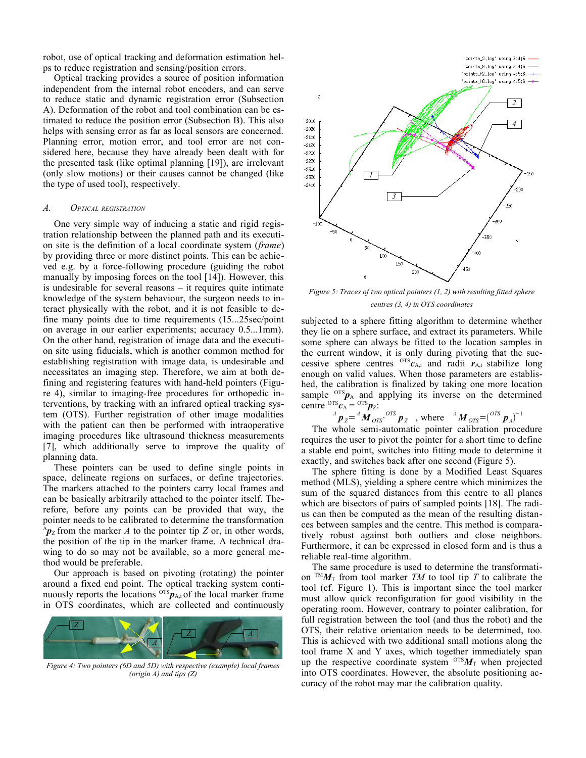robot, use of optical tracking and deformation estimation helps to reduce registration and sensing/position errors.

Optical tracking provides a source of position information independent from the internal robot encoders, and can serve to reduce static and dynamic registration error (Subsection A). Deformation of the robot and tool combination can be estimated to reduce the position error (Subsection B). This also helps with sensing error as far as local sensors are concerned. Planning error, motion error, and tool error are not considered here, because they have already been dealt with for the presented task (like optimal planning [19]), are irrelevant (only slow motions) or their causes cannot be changed (like the type of used tool), respectively.

### A. Optical registration

One very simple way of inducing a static and rigid registration relationship between the planned path and its execution site is the definition of a local coordinate system (*frame*) by providing three or more distinct points. This can be achieved e.g. by a force-following procedure (guiding the robot manually by imposing forces on the tool [14]). However, this is undesirable for several reasons – it requires quite intimate knowledge of the system behaviour, the surgeon needs to interact physically with the robot, and it is not feasible to define many points due to time requirements (15...25sec/point on average in our earlier experiments; accuracy 0.5...1mm). On the other hand, registration of image data and the execution site using fiducials, which is another common method for establishing registration with image data, is undesirable and necessitates an imaging step. Therefore, we aim at both defining and registering features with hand-held pointers (Figure 4), similar to imaging-free procedures for orthopedic interventions, by tracking with an infrared optical tracking system (OTS). Further registration of other image modalities with the patient can then be performed with intraoperative imaging procedures like ultrasound thickness measurements [7], which additionally serve to improve the quality of planning data.

These pointers can be used to define single points in space, delineate regions on surfaces, or define trajectories. The markers attached to the pointers carry local frames and can be basically arbitrarily attached to the pointer itself. Therefore, before any points can be provided that way, the pointer needs to be calibrated to determine the transformation ${}^{A}\boldsymbol{p}_Z$ from the marker $A$ to the pointer tip $Z$ or, in other words, the position of the tip in the marker frame. A technical drawing to do so may not be available, so a more general method would be preferable.

Our approach is based on pivoting (rotating) the pointer around a fixed end point. The optical tracking system continuously reports the locations ${}^{OTS}\boldsymbol{p}_{A,i}$ of the local marker frame in OTS coordinates, which are collected and continuously

Figure 4: Two pointers (6D and 5D) with respective (example) local frames (origin A) and tips (Z)

Figure 5: Traces of two optical pointers (1, 2) with resulting fitted sphere centres (3, 4) in OTS coordinates

subjected to a sphere fitting algorithm to determine whether they lie on a sphere surface, and extract its parameters. While some sphere can always be fitted to the location samples in the current window, it is only during pivoting that the successive sphere centres ${}^{OTS}\boldsymbol{c}_{A,i}$ and radii $\boldsymbol{r}_{A,i}$ stabilize long enough on valid values. When those parameters are established, the calibration is finalized by taking one more location sample ${}^{OTS}\boldsymbol{p}_A$ and applying its inverse on the determined centre ${}^{OTS}\boldsymbol{c}_A = {}^{OTS}\boldsymbol{p}_Z$:

$$ {}^{A}\boldsymbol{p}_Z = {}^{A}\boldsymbol{M}_{OTS} \cdot {}^{OTS}\boldsymbol{p}_Z \quad \text{, where} \quad {}^{A}\boldsymbol{M}_{OTS} = \left({}^{OTS}\boldsymbol{p}_A\right)^{-1} $$

The whole semi-automatic pointer calibration procedure requires the user to pivot the pointer for a short time to define a stable end point, switches into fitting mode to determine it exactly, and switches back after one second (Figure 5).

The sphere fitting is done by a Modified Least Squares method (MLS), yielding a sphere centre which minimizes the sum of the squared distances from this centre to all planes which are bisectors of pairs of sampled points [18]. The radius can then be computed as the mean of the resulting distances between samples and the centre. This method is comparatively robust against both outliers and close neighbors. Furthermore, it can be expressed in closed form and is thus a reliable real-time algorithm.

The same procedure is used to determine the transformation ${}^{TM}\boldsymbol{M}_T$ from tool marker $TM$ to tool tip $T$ to calibrate the tool (cf. Figure 1). This is important since the tool marker must allow quick reconfiguration for good visibility in the operating room. However, contrary to pointer calibration, for full registration between the tool (and thus the robot) and the OTS, their relative orientation needs to be determined, too. This is achieved with two additional small motions along the tool frame X and Y axes, which together immediately span up the respective coordinate system ${}^{OTS}\boldsymbol{M}_T$ when projected into OTS coordinates. However, the absolute positioning accuracy of the robot may mar the calibration quality.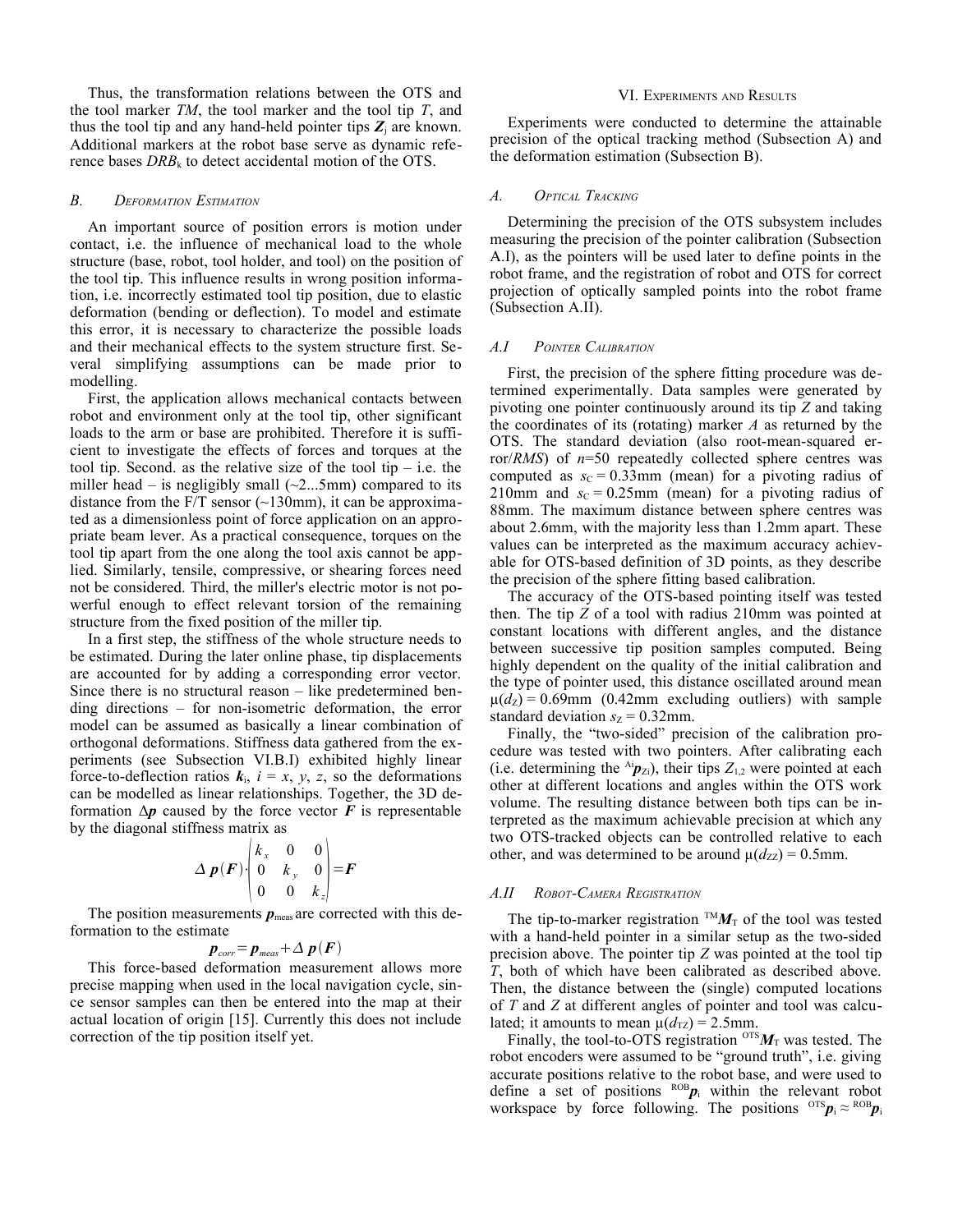Thus, the transformation relations between the OTS and the tool marker *TM*, the tool marker and the tool tip *T*, and thus the tool tip and any hand-held pointer tips $\boldsymbol{Z}_j$ are known. Additional markers at the robot base serve as dynamic reference bases $DRB_k$ to detect accidental motion of the OTS.

### B. Deformation Estimation

An important source of position errors is motion under contact, i.e. the influence of mechanical load to the whole structure (base, robot, tool holder, and tool) on the position of the tool tip. This influence results in wrong position information, i.e. incorrectly estimated tool tip position, due to elastic deformation (bending or deflection). To model and estimate this error, it is necessary to characterize the possible loads and their mechanical effects to the system structure first. Several simplifying assumptions can be made prior to modelling.

First, the application allows mechanical contacts between robot and environment only at the tool tip, other significant loads to the arm or base are prohibited. Therefore it is sufficient to investigate the effects of forces and torques at the tool tip. Second. as the relative size of the tool tip – i.e. the miller head – is negligibly small (~2...5mm) compared to its distance from the F/T sensor (~130mm), it can be approximated as a dimensionless point of force application on an appropriate beam lever. As a practical consequence, torques on the tool tip apart from the one along the tool axis cannot be applied. Similarly, tensile, compressive, or shearing forces need not be considered. Third, the miller's electric motor is not powerful enough to effect relevant torsion of the remaining structure from the fixed position of the miller tip.

In a first step, the stiffness of the whole structure needs to be estimated. During the later online phase, tip displacements are accounted for by adding a corresponding error vector. Since there is no structural reason – like predetermined bending directions – for non-isometric deformation, the error model can be assumed as basically a linear combination of orthogonal deformations. Stiffness data gathered from the experiments (see Subsection VI.B.I) exhibited highly linear force-to-deflection ratios $\boldsymbol{k}_i$, $i = x, y, z$, so the deformations can be modelled as linear relationships. Together, the 3D deformation $\Delta\boldsymbol{p}$ caused by the force vector $\boldsymbol{F}$ is representable by the diagonal stiffness matrix as

$$\Delta\,\boldsymbol{p}(\boldsymbol{F})\cdot\begin{pmatrix} k_x & 0 & 0 \\ 0 & k_y & 0 \\ 0 & 0 & k_z \end{pmatrix}=\boldsymbol{F}$$

The position measurements $\boldsymbol{p}_{meas}$ are corrected with this deformation to the estimate

$$\boldsymbol{p}_{corr}=\boldsymbol{p}_{meas}+\Delta\,\boldsymbol{p}(\boldsymbol{F})$$

This force-based deformation measurement allows more precise mapping when used in the local navigation cycle, since sensor samples can then be entered into the map at their actual location of origin [15]. Currently this does not include correction of the tip position itself yet.

## VI. Experiments and Results

Experiments were conducted to determine the attainable precision of the optical tracking method (Subsection A) and the deformation estimation (Subsection B).

### A. Optical Tracking

Determining the precision of the OTS subsystem includes measuring the precision of the pointer calibration (Subsection A.I), as the pointers will be used later to define points in the robot frame, and the registration of robot and OTS for correct projection of optically sampled points into the robot frame (Subsection A.II).

#### A.I Pointer Calibration

First, the precision of the sphere fitting procedure was determined experimentally. Data samples were generated by pivoting one pointer continuously around its tip *Z* and taking the coordinates of its (rotating) marker *A* as returned by the OTS. The standard deviation (also root-mean-squared error/*RMS*) of $n$=50 repeatedly collected sphere centres was computed as $s_C = 0.33$mm (mean) for a pivoting radius of 210mm and $s_C = 0.25$mm (mean) for a pivoting radius of 88mm. The maximum distance between sphere centres was about 2.6mm, with the majority less than 1.2mm apart. These values can be interpreted as the maximum accuracy achievable for OTS-based definition of 3D points, as they describe the precision of the sphere fitting based calibration.

The accuracy of the OTS-based pointing itself was tested then. The tip *Z* of a tool with radius 210mm was pointed at constant locations with different angles, and the distance between successive tip position samples computed. Being highly dependent on the quality of the initial calibration and the type of pointer used, this distance oscillated around mean $\mu(d_Z) = 0.69$mm (0.42mm excluding outliers) with sample standard deviation $s_Z = 0.32$mm.

Finally, the "two-sided" precision of the calibration procedure was tested with two pointers. After calibrating each (i.e. determining the ${}^{Ai}\boldsymbol{p}_{Zi}$), their tips $Z_{1,2}$ were pointed at each other at different locations and angles within the OTS work volume. The resulting distance between both tips can be interpreted as the maximum achievable precision at which any two OTS-tracked objects can be controlled relative to each other, and was determined to be around $\mu(d_{ZZ}) = 0.5$mm.

#### A.II Robot-Camera Registration

The tip-to-marker registration ${}^{TM}\boldsymbol{M}_T$ of the tool was tested with a hand-held pointer in a similar setup as the two-sided precision above. The pointer tip *Z* was pointed at the tool tip *T*, both of which have been calibrated as described above. Then, the distance between the (single) computed locations of *T* and *Z* at different angles of pointer and tool was calculated; it amounts to mean $\mu(d_{TZ}) = 2.5$mm.

Finally, the tool-to-OTS registration ${}^{OTS}\boldsymbol{M}_T$ was tested. The robot encoders were assumed to be "ground truth", i.e. giving accurate positions relative to the robot base, and were used to define a set of positions ${}^{ROB}\boldsymbol{p}_i$ within the relevant robot workspace by force following. The positions ${}^{OTS}\boldsymbol{p}_i \approx {}^{ROB}\boldsymbol{p}_i$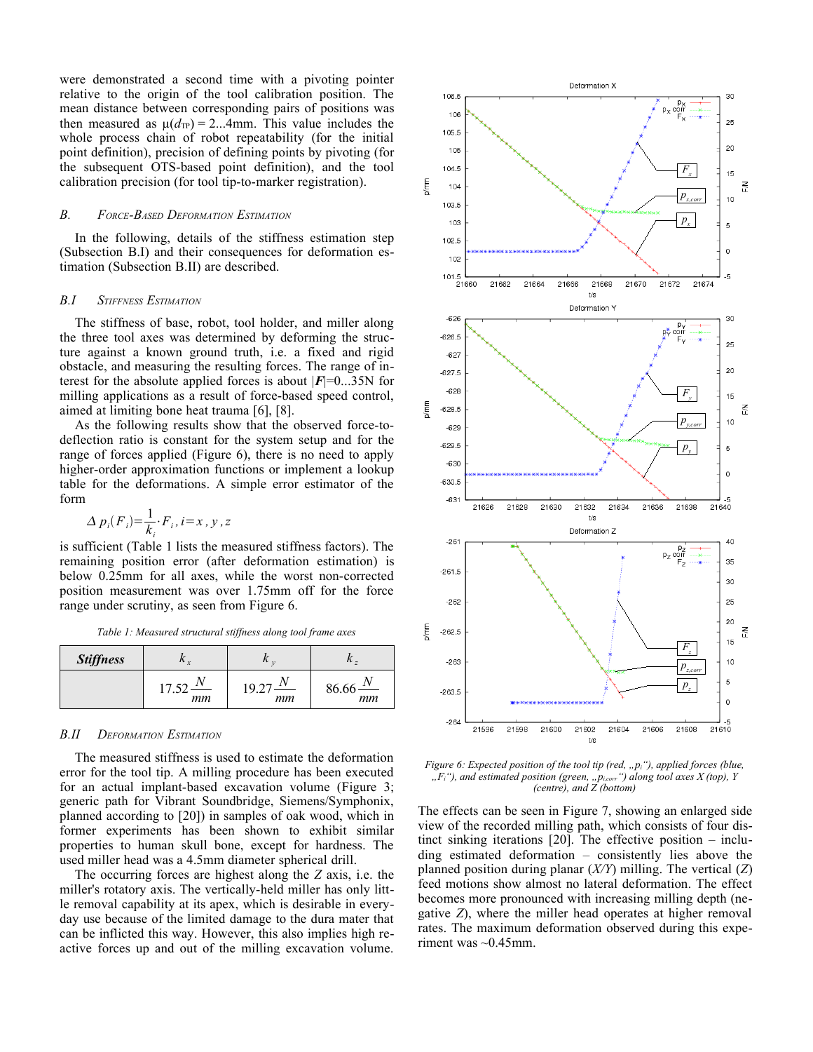were demonstrated a second time with a pivoting pointer relative to the origin of the tool calibration position. The mean distance between corresponding pairs of positions was then measured as $\mu(d_{TP}) = 2...4$mm. This value includes the whole process chain of robot repeatability (for the initial point definition), precision of defining points by pivoting (for the subsequent OTS-based point definition), and the tool calibration precision (for tool tip-to-marker registration).

### B. Force-Based Deformation Estimation

In the following, details of the stiffness estimation step (Subsection B.I) and their consequences for deformation estimation (Subsection B.II) are described.

#### B.I Stiffness Estimation

The stiffness of base, robot, tool holder, and miller along the three tool axes was determined by deforming the structure against a known ground truth, i.e. a fixed and rigid obstacle, and measuring the resulting forces. The range of interest for the absolute applied forces is about $|\boldsymbol{F}|$=0...35N for milling applications as a result of force-based speed control, aimed at limiting bone heat trauma [6], [8].

As the following results show that the observed force-to-deflection ratio is constant for the system setup and for the range of forces applied (Figure 6), there is no need to apply higher-order approximation functions or implement a lookup table for the deformations. A simple error estimator of the form

$$\Delta p_i(F_i) = \frac{1}{k_i} \cdot F_i, i = x, y, z$$

is sufficient (Table 1 lists the measured stiffness factors). The remaining position error (after deformation estimation) is below 0.25mm for all axes, while the worst non-corrected position measurement was over 1.75mm off for the force range under scrutiny, as seen from Figure 6.

*Table 1: Measured structural stiffness along tool frame axes*

| **Stiffness** | $k_x$ | $k_y$ | $k_z$ |
|---|---|---|---|
| | $17.52\,\frac{N}{mm}$ | $19.27\,\frac{N}{mm}$ | $86.66\,\frac{N}{mm}$ |

#### B.II Deformation Estimation

The measured stiffness is used to estimate the deformation error for the tool tip. A milling procedure has been executed for an actual implant-based excavation volume (Figure 3; generic path for Vibrant Soundbridge, Siemens/Symphonix, planned according to [20]) in samples of oak wood, which in former experiments has been shown to exhibit similar properties to human skull bone, except for hardness. The used miller head was a 4.5mm diameter spherical drill.

The occurring forces are highest along the $Z$ axis, i.e. the miller's rotatory axis. The vertically-held miller has only little removal capability at its apex, which is desirable in everyday use because of the limited damage to the dura mater that can be inflicted this way. However, this also implies high reactive forces up and out of the milling excavation volume.

*Figure 6: Expected position of the tool tip (red, „$p_i$"), applied forces (blue, „$F_i$"), and estimated position (green, „$p_{i,corr}$") along tool axes X (top), Y (centre), and Z (bottom)*

The effects can be seen in Figure 7, showing an enlarged side view of the recorded milling path, which consists of four distinct sinking iterations [20]. The effective position – including estimated deformation – consistently lies above the planned position during planar ($X/Y$) milling. The vertical ($Z$) feed motions show almost no lateral deformation. The effect becomes more pronounced with increasing milling depth (negative $Z$), where the miller head operates at higher removal rates. The maximum deformation observed during this experiment was ~0.45mm.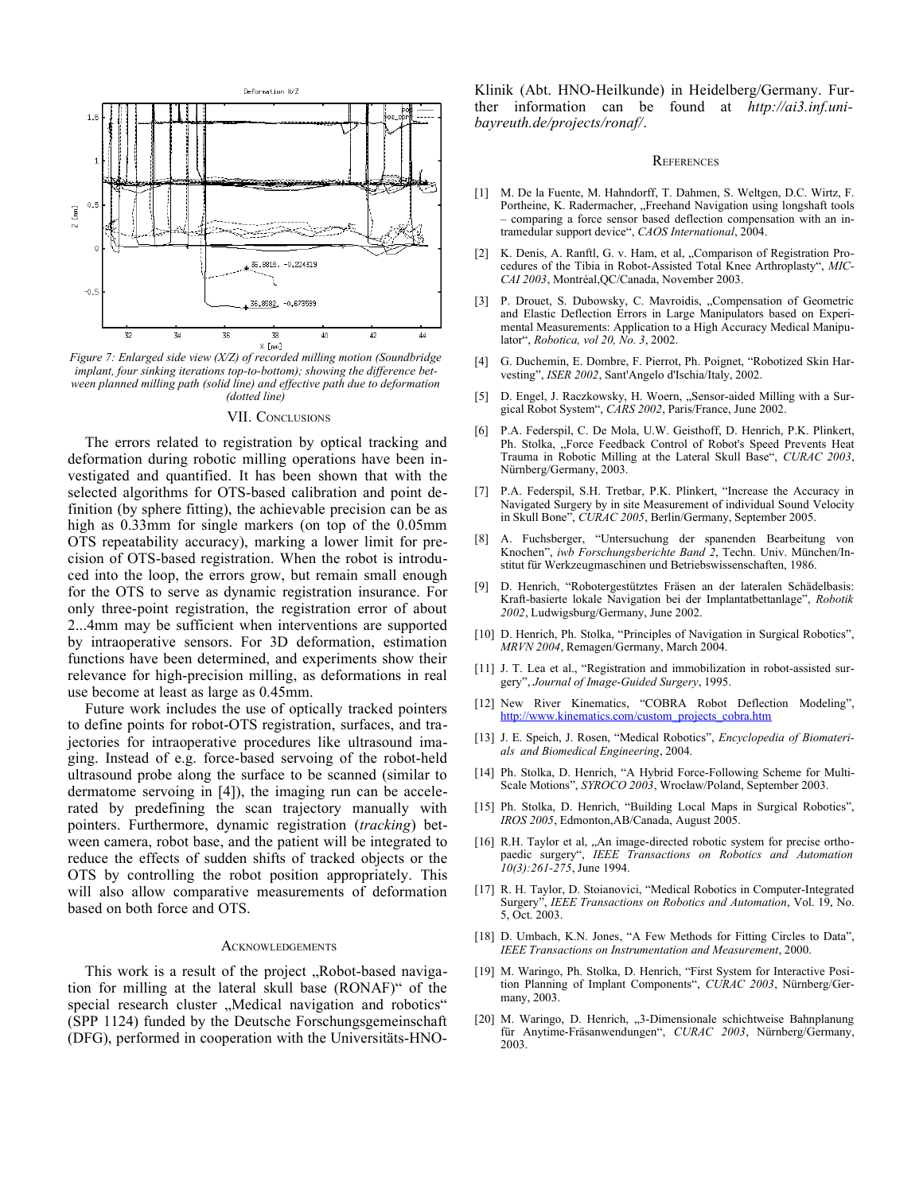Deformation X/Z

1.5

1

0.5

0

-0.5

Z [mm]

X [mm]

32 34 36 38 40 42 44

pos

pos_corr

35.8819, -0.224819

35.8582, -0.673599

*Figure 7: Enlarged side view (X/Z) of recorded milling motion (Soundbridge implant, four sinking iterations top-to-bottom); showing the difference between planned milling path (solid line) and effective path due to deformation (dotted line)*

## VII. Conclusions

The errors related to registration by optical tracking and deformation during robotic milling operations have been investigated and quantified. It has been shown that with the selected algorithms for OTS-based calibration and point definition (by sphere fitting), the achievable precision can be as high as 0.33mm for single markers (on top of the 0.05mm OTS repeatability accuracy), marking a lower limit for precision of OTS-based registration. When the robot is introduced into the loop, the errors grow, but remain small enough for the OTS to serve as dynamic registration insurance. For only three-point registration, the registration error of about 2...4mm may be sufficient when interventions are supported by intraoperative sensors. For 3D deformation, estimation functions have been determined, and experiments show their relevance for high-precision milling, as deformations in real use become at least as large as 0.45mm.

Future work includes the use of optically tracked pointers to define points for robot-OTS registration, surfaces, and trajectories for intraoperative procedures like ultrasound imaging. Instead of e.g. force-based servoing of the robot-held ultrasound probe along the surface to be scanned (similar to dermatome servoing in [4]), the imaging run can be accelerated by predefining the scan trajectory manually with pointers. Furthermore, dynamic registration (*tracking*) between camera, robot base, and the patient will be integrated to reduce the effects of sudden shifts of tracked objects or the OTS by controlling the robot position appropriately. This will also allow comparative measurements of deformation based on both force and OTS.

## Acknowledgements

This work is a result of the project „Robot-based navigation for milling at the lateral skull base (RONAF)“ of the special research cluster „Medical navigation and robotics“ (SPP 1124) funded by the Deutsche Forschungsgemeinschaft (DFG), performed in cooperation with the Universitäts-HNO-Klinik (Abt. HNO-Heilkunde) in Heidelberg/Germany. Further information can be found at *http://ai3.inf.uni-bayreuth.de/projects/ronaf/*.

## References

[1] M. De la Fuente, M. Hahndorff, T. Dahmen, S. Weltgen, D.C. Wirtz, F. Portheine, K. Radermacher, „Freehand Navigation using longshaft tools – comparing a force sensor based deflection compensation with an intramedular support device“, *CAOS International*, 2004.

[2] K. Denis, A. Ranftl, G. v. Ham, et al, „Comparison of Registration Procedures of the Tibia in Robot-Assisted Total Knee Arthroplasty“, *MICCAI 2003*, Montréal,QC/Canada, November 2003.

[3] P. Drouet, S. Dubowsky, C. Mavroidis, „Compensation of Geometric and Elastic Deflection Errors in Large Manipulators based on Experimental Measurements: Application to a High Accuracy Medical Manipulator“, *Robotica, vol 20, No. 3*, 2002.

[4] G. Duchemin, E. Dombre, F. Pierrot, Ph. Poignet, “Robotized Skin Harvesting”, *ISER 2002*, Sant'Angelo d'Ischia/Italy, 2002.

[5] D. Engel, J. Raczkowsky, H. Woern, „Sensor-aided Milling with a Surgical Robot System“, *CARS 2002*, Paris/France, June 2002.

[6] P.A. Federspil, C. De Mola, U.W. Geisthoff, D. Henrich, P.K. Plinkert, Ph. Stolka, „Force Feedback Control of Robot's Speed Prevents Heat Trauma in Robotic Milling at the Lateral Skull Base“, *CURAC 2003*, Nürnberg/Germany, 2003.

[7] P.A. Federspil, S.H. Tretbar, P.K. Plinkert, “Increase the Accuracy in Navigated Surgery by in site Measurement of individual Sound Velocity in Skull Bone”, *CURAC 2005*, Berlin/Germany, September 2005.

[8] A. Fuchsberger, “Untersuchung der spanenden Bearbeitung von Knochen”, *iwb Forschungsberichte Band 2*, Techn. Univ. München/Institut für Werkzeugmaschinen und Betriebswissenschaften, 1986.

[9] D. Henrich, “Robotergestütztes Fräsen an der lateralen Schädelbasis: Kraft-basierte lokale Navigation bei der Implantatbettanlage”, *Robotik 2002*, Ludwigsburg/Germany, June 2002.

[10] D. Henrich, Ph. Stolka, “Principles of Navigation in Surgical Robotics”, *MRVN 2004*, Remagen/Germany, March 2004.

[11] J. T. Lea et al., “Registration and immobilization in robot-assisted surgery”, *Journal of Image-Guided Surgery*, 1995.

[12] New River Kinematics, “COBRA Robot Deflection Modeling”, http://www.kinematics.com/custom_projects_cobra.htm

[13] J. E. Speich, J. Rosen, “Medical Robotics”, *Encyclopedia of Biomaterials and Biomedical Engineering*, 2004.

[14] Ph. Stolka, D. Henrich, “A Hybrid Force-Following Scheme for Multi-Scale Motions”, *SYROCO 2003*, Wrocław/Poland, September 2003.

[15] Ph. Stolka, D. Henrich, “Building Local Maps in Surgical Robotics”, *IROS 2005*, Edmonton,AB/Canada, August 2005.

[16] R.H. Taylor et al, „An image-directed robotic system for precise orthopaedic surgery“, *IEEE Transactions on Robotics and Automation 10(3):261-275*, June 1994.

[17] R. H. Taylor, D. Stoianovici, “Medical Robotics in Computer-Integrated Surgery”, *IEEE Transactions on Robotics and Automation*, Vol. 19, No. 5, Oct. 2003.

[18] D. Umbach, K.N. Jones, “A Few Methods for Fitting Circles to Data”, *IEEE Transactions on Instrumentation and Measurement*, 2000.

[19] M. Waringo, Ph. Stolka, D. Henrich, “First System for Interactive Position Planning of Implant Components“, *CURAC 2003*, Nürnberg/Germany, 2003.

[20] M. Waringo, D. Henrich, „3-Dimensionale schichtweise Bahnplanung für Anytime-Fräsanwendungen“, *CURAC 2003*, Nürnberg/Germany, 2003.